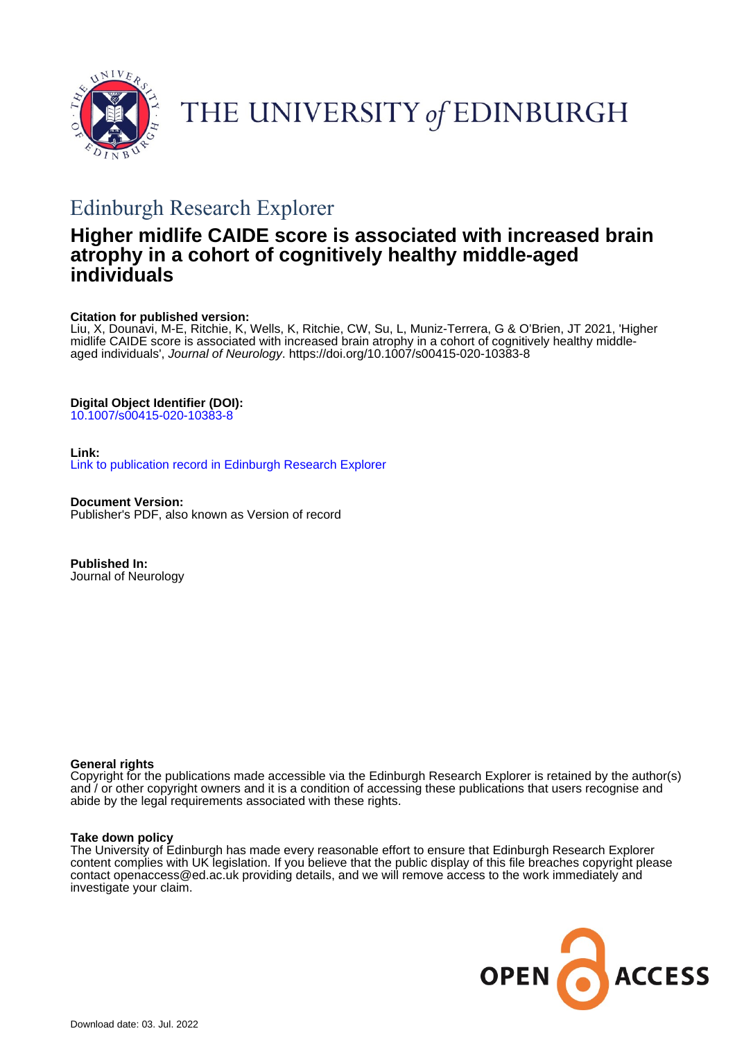# THE UNIVERSITY of EDINBURGH

## Edinburgh Research Explorer

# Higher midlife CAIDE score is associated with increased brain atrophy in a cohort of cognitively healthy middle-aged individuals

**Citation for published version:**
Liu, X, Dounavi, M-E, Ritchie, K, Wells, K, Ritchie, CW, Su, L, Muniz-Terrera, G & O'Brien, JT 2021, 'Higher midlife CAIDE score is associated with increased brain atrophy in a cohort of cognitively healthy middle-aged individuals', *Journal of Neurology*. https://doi.org/10.1007/s00415-020-10383-8

**Digital Object Identifier (DOI):**
10.1007/s00415-020-10383-8

**Link:**
Link to publication record in Edinburgh Research Explorer

**Document Version:**
Publisher's PDF, also known as Version of record

**Published In:**
Journal of Neurology

**General rights**
Copyright for the publications made accessible via the Edinburgh Research Explorer is retained by the author(s) and / or other copyright owners and it is a condition of accessing these publications that users recognise and abide by the legal requirements associated with these rights.

**Take down policy**
The University of Edinburgh has made every reasonable effort to ensure that Edinburgh Research Explorer content complies with UK legislation. If you believe that the public display of this file breaches copyright please contact openaccess@ed.ac.uk providing details, and we will remove access to the work immediately and investigate your claim.

OPEN ACCESS

Download date: 03. Jul. 2022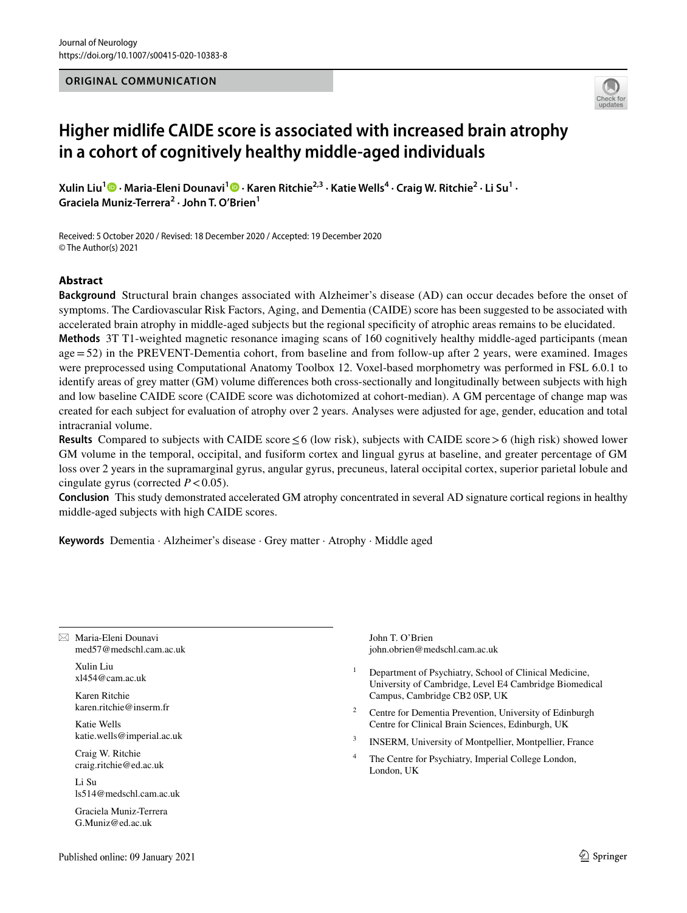ORIGINAL COMMUNICATION

# Higher midlife CAIDE score is associated with increased brain atrophy in a cohort of cognitively healthy middle-aged individuals

**Xulin Liu[1] · Maria-Eleni Dounavi[1] · Karen Ritchie[2,3] · Katie Wells[4] · Craig W. Ritchie[2] · Li Su[1] · Graciela Muniz-Terrera[2] · John T. O'Brien[1]**

Received: 5 October 2020 / Revised: 18 December 2020 / Accepted: 19 December 2020
© The Author(s) 2021

## Abstract

**Background** Structural brain changes associated with Alzheimer's disease (AD) can occur decades before the onset of symptoms. The Cardiovascular Risk Factors, Aging, and Dementia (CAIDE) score has been suggested to be associated with accelerated brain atrophy in middle-aged subjects but the regional specificity of atrophic areas remains to be elucidated.

**Methods** 3T T1-weighted magnetic resonance imaging scans of 160 cognitively healthy middle-aged participants (mean age = 52) in the PREVENT-Dementia cohort, from baseline and from follow-up after 2 years, were examined. Images were preprocessed using Computational Anatomy Toolbox 12. Voxel-based morphometry was performed in FSL 6.0.1 to identify areas of grey matter (GM) volume differences both cross-sectionally and longitudinally between subjects with high and low baseline CAIDE score (CAIDE score was dichotomized at cohort-median). A GM percentage of change map was created for each subject for evaluation of atrophy over 2 years. Analyses were adjusted for age, gender, education and total intracranial volume.

**Results** Compared to subjects with CAIDE score ≤ 6 (low risk), subjects with CAIDE score > 6 (high risk) showed lower GM volume in the temporal, occipital, and fusiform cortex and lingual gyrus at baseline, and greater percentage of GM loss over 2 years in the supramarginal gyrus, angular gyrus, precuneus, lateral occipital cortex, superior parietal lobule and cingulate gyrus (corrected $P < 0.05$).

**Conclusion** This study demonstrated accelerated GM atrophy concentrated in several AD signature cortical regions in healthy middle-aged subjects with high CAIDE scores.

**Keywords** Dementia · Alzheimer's disease · Grey matter · Atrophy · Middle aged

---

✉ Maria-Eleni Dounavi
med57@medschl.cam.ac.uk

Xulin Liu
xl454@cam.ac.uk

Karen Ritchie
karen.ritchie@inserm.fr

Katie Wells
katie.wells@imperial.ac.uk

Craig W. Ritchie
craig.ritchie@ed.ac.uk

Li Su
ls514@medschl.cam.ac.uk

Graciela Muniz-Terrera
G.Muniz@ed.ac.uk

John T. O'Brien
john.obrien@medschl.cam.ac.uk

[1] Department of Psychiatry, School of Clinical Medicine, University of Cambridge, Level E4 Cambridge Biomedical Campus, Cambridge CB2 0SP, UK

[2] Centre for Dementia Prevention, University of Edinburgh Centre for Clinical Brain Sciences, Edinburgh, UK

[3] INSERM, University of Montpellier, Montpellier, France

[4] The Centre for Psychiatry, Imperial College London, London, UK

Published online: 09 January 2021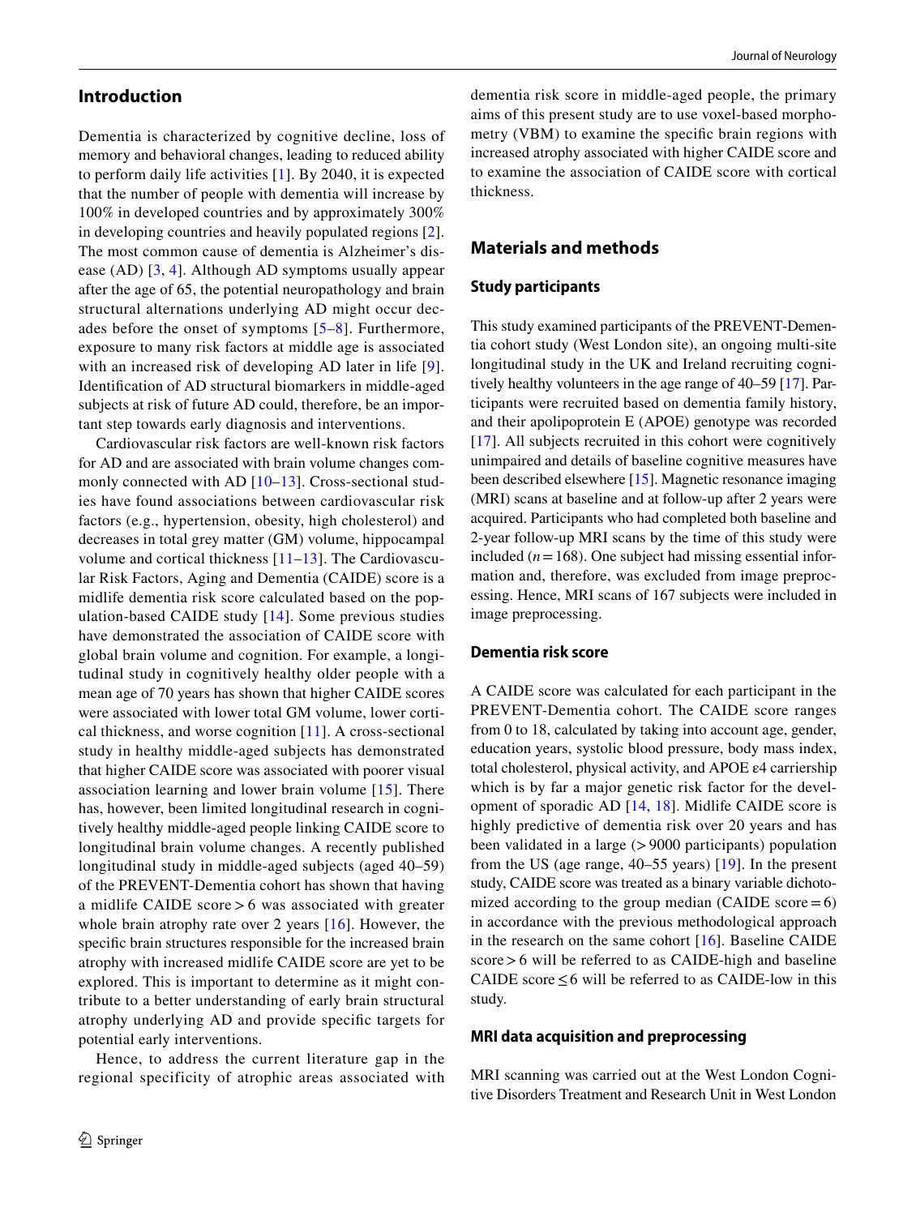## Introduction

Dementia is characterized by cognitive decline, loss of memory and behavioral changes, leading to reduced ability to perform daily life activities [1]. By 2040, it is expected that the number of people with dementia will increase by 100% in developed countries and by approximately 300% in developing countries and heavily populated regions [2]. The most common cause of dementia is Alzheimer's disease (AD) [3, 4]. Although AD symptoms usually appear after the age of 65, the potential neuropathology and brain structural alternations underlying AD might occur decades before the onset of symptoms [5–8]. Furthermore, exposure to many risk factors at middle age is associated with an increased risk of developing AD later in life [9]. Identification of AD structural biomarkers in middle-aged subjects at risk of future AD could, therefore, be an important step towards early diagnosis and interventions.

Cardiovascular risk factors are well-known risk factors for AD and are associated with brain volume changes commonly connected with AD [10–13]. Cross-sectional studies have found associations between cardiovascular risk factors (e.g., hypertension, obesity, high cholesterol) and decreases in total grey matter (GM) volume, hippocampal volume and cortical thickness [11–13]. The Cardiovascular Risk Factors, Aging and Dementia (CAIDE) score is a midlife dementia risk score calculated based on the population-based CAIDE study [14]. Some previous studies have demonstrated the association of CAIDE score with global brain volume and cognition. For example, a longitudinal study in cognitively healthy older people with a mean age of 70 years has shown that higher CAIDE scores were associated with lower total GM volume, lower cortical thickness, and worse cognition [11]. A cross-sectional study in healthy middle-aged subjects has demonstrated that higher CAIDE score was associated with poorer visual association learning and lower brain volume [15]. There has, however, been limited longitudinal research in cognitively healthy middle-aged people linking CAIDE score to longitudinal brain volume changes. A recently published longitudinal study in middle-aged subjects (aged 40–59) of the PREVENT-Dementia cohort has shown that having a midlife CAIDE score > 6 was associated with greater whole brain atrophy rate over 2 years [16]. However, the specific brain structures responsible for the increased brain atrophy with increased midlife CAIDE score are yet to be explored. This is important to determine as it might contribute to a better understanding of early brain structural atrophy underlying AD and provide specific targets for potential early interventions.

Hence, to address the current literature gap in the regional specificity of atrophic areas associated with dementia risk score in middle-aged people, the primary aims of this present study are to use voxel-based morphometry (VBM) to examine the specific brain regions with increased atrophy associated with higher CAIDE score and to examine the association of CAIDE score with cortical thickness.

## Materials and methods

### Study participants

This study examined participants of the PREVENT-Dementia cohort study (West London site), an ongoing multi-site longitudinal study in the UK and Ireland recruiting cognitively healthy volunteers in the age range of 40–59 [17]. Participants were recruited based on dementia family history, and their apolipoprotein E (APOE) genotype was recorded [17]. All subjects recruited in this cohort were cognitively unimpaired and details of baseline cognitive measures have been described elsewhere [15]. Magnetic resonance imaging (MRI) scans at baseline and at follow-up after 2 years were acquired. Participants who had completed both baseline and 2-year follow-up MRI scans by the time of this study were included ($n = 168$). One subject had missing essential information and, therefore, was excluded from image preprocessing. Hence, MRI scans of 167 subjects were included in image preprocessing.

### Dementia risk score

A CAIDE score was calculated for each participant in the PREVENT-Dementia cohort. The CAIDE score ranges from 0 to 18, calculated by taking into account age, gender, education years, systolic blood pressure, body mass index, total cholesterol, physical activity, and APOE ε4 carriership which is by far a major genetic risk factor for the development of sporadic AD [14, 18]. Midlife CAIDE score is highly predictive of dementia risk over 20 years and has been validated in a large (> 9000 participants) population from the US (age range, 40–55 years) [19]. In the present study, CAIDE score was treated as a binary variable dichotomized according to the group median (CAIDE score = 6) in accordance with the previous methodological approach in the research on the same cohort [16]. Baseline CAIDE score > 6 will be referred to as CAIDE-high and baseline CAIDE score ≤ 6 will be referred to as CAIDE-low in this study.

### MRI data acquisition and preprocessing

MRI scanning was carried out at the West London Cognitive Disorders Treatment and Research Unit in West London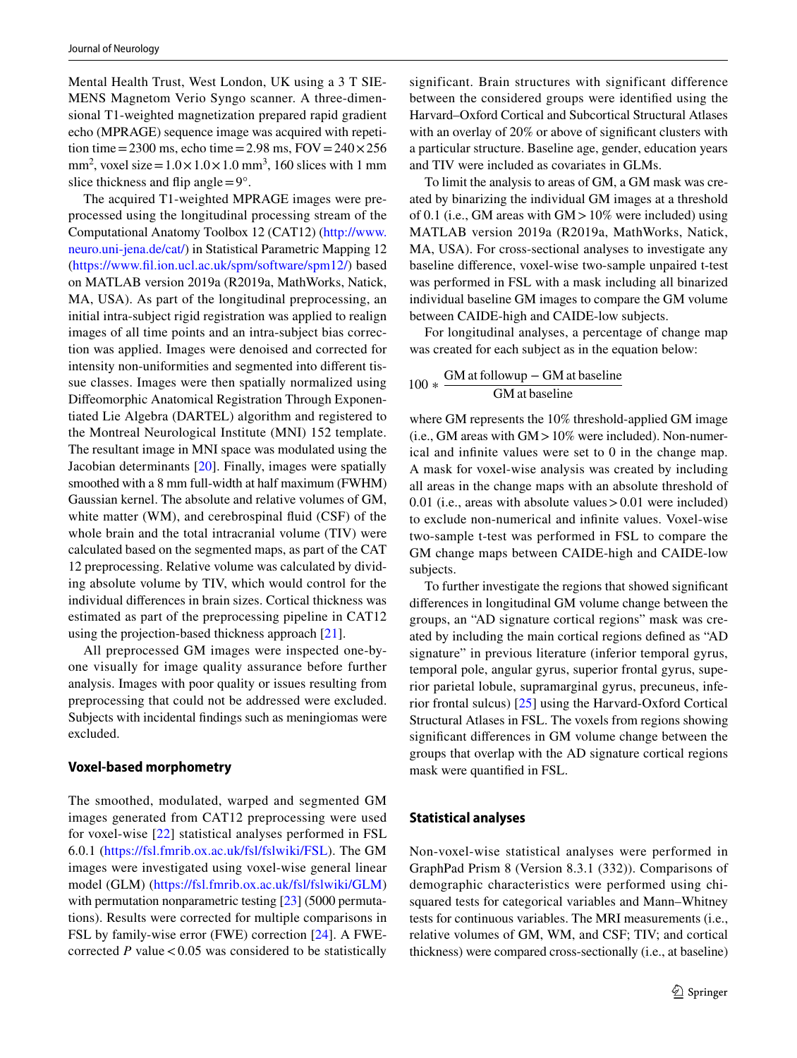Mental Health Trust, West London, UK using a 3 T SIEMENS Magnetom Verio Syngo scanner. A three-dimensional T1-weighted magnetization prepared rapid gradient echo (MPRAGE) sequence image was acquired with repetition time = 2300 ms, echo time = 2.98 ms, FOV = 240 × 256 mm$^2$, voxel size = 1.0 × 1.0 × 1.0 mm$^3$, 160 slices with 1 mm slice thickness and flip angle = 9°.

The acquired T1-weighted MPRAGE images were preprocessed using the longitudinal processing stream of the Computational Anatomy Toolbox 12 (CAT12) (http://www.neuro.uni-jena.de/cat/) in Statistical Parametric Mapping 12 (https://www.fil.ion.ucl.ac.uk/spm/software/spm12/) based on MATLAB version 2019a (R2019a, MathWorks, Natick, MA, USA). As part of the longitudinal preprocessing, an initial intra-subject rigid registration was applied to realign images of all time points and an intra-subject bias correction was applied. Images were denoised and corrected for intensity non-uniformities and segmented into different tissue classes. Images were then spatially normalized using Diffeomorphic Anatomical Registration Through Exponentiated Lie Algebra (DARTEL) algorithm and registered to the Montreal Neurological Institute (MNI) 152 template. The resultant image in MNI space was modulated using the Jacobian determinants [20]. Finally, images were spatially smoothed with a 8 mm full-width at half maximum (FWHM) Gaussian kernel. The absolute and relative volumes of GM, white matter (WM), and cerebrospinal fluid (CSF) of the whole brain and the total intracranial volume (TIV) were calculated based on the segmented maps, as part of the CAT 12 preprocessing. Relative volume was calculated by dividing absolute volume by TIV, which would control for the individual differences in brain sizes. Cortical thickness was estimated as part of the preprocessing pipeline in CAT12 using the projection-based thickness approach [21].

All preprocessed GM images were inspected one-by-one visually for image quality assurance before further analysis. Images with poor quality or issues resulting from preprocessing that could not be addressed were excluded. Subjects with incidental findings such as meningiomas were excluded.

### Voxel-based morphometry

The smoothed, modulated, warped and segmented GM images generated from CAT12 preprocessing were used for voxel-wise [22] statistical analyses performed in FSL 6.0.1 (https://fsl.fmrib.ox.ac.uk/fsl/fslwiki/FSL). The GM images were investigated using voxel-wise general linear model (GLM) (https://fsl.fmrib.ox.ac.uk/fsl/fslwiki/GLM) with permutation nonparametric testing [23] (5000 permutations). Results were corrected for multiple comparisons in FSL by family-wise error (FWE) correction [24]. A FWE-corrected $P$ value < 0.05 was considered to be statistically significant. Brain structures with significant difference between the considered groups were identified using the Harvard–Oxford Cortical and Subcortical Structural Atlases with an overlay of 20% or above of significant clusters with a particular structure. Baseline age, gender, education years and TIV were included as covariates in GLMs.

To limit the analysis to areas of GM, a GM mask was created by binarizing the individual GM images at a threshold of 0.1 (i.e., GM areas with GM > 10% were included) using MATLAB version 2019a (R2019a, MathWorks, Natick, MA, USA). For cross-sectional analyses to investigate any baseline difference, voxel-wise two-sample unpaired t-test was performed in FSL with a mask including all binarized individual baseline GM images to compare the GM volume between CAIDE-high and CAIDE-low subjects.

For longitudinal analyses, a percentage of change map was created for each subject as in the equation below:

$$100 * \frac{\text{GM at followup} - \text{GM at baseline}}{\text{GM at baseline}}$$

where GM represents the 10% threshold-applied GM image (i.e., GM areas with GM > 10% were included). Non-numerical and infinite values were set to 0 in the change map. A mask for voxel-wise analysis was created by including all areas in the change maps with an absolute threshold of 0.01 (i.e., areas with absolute values > 0.01 were included) to exclude non-numerical and infinite values. Voxel-wise two-sample t-test was performed in FSL to compare the GM change maps between CAIDE-high and CAIDE-low subjects.

To further investigate the regions that showed significant differences in longitudinal GM volume change between the groups, an "AD signature cortical regions" mask was created by including the main cortical regions defined as "AD signature" in previous literature (inferior temporal gyrus, temporal pole, angular gyrus, superior frontal gyrus, superior parietal lobule, supramarginal gyrus, precuneus, inferior frontal sulcus) [25] using the Harvard-Oxford Cortical Structural Atlases in FSL. The voxels from regions showing significant differences in GM volume change between the groups that overlap with the AD signature cortical regions mask were quantified in FSL.

### Statistical analyses

Non-voxel-wise statistical analyses were performed in GraphPad Prism 8 (Version 8.3.1 (332)). Comparisons of demographic characteristics were performed using chi-squared tests for categorical variables and Mann–Whitney tests for continuous variables. The MRI measurements (i.e., relative volumes of GM, WM, and CSF; TIV; and cortical thickness) were compared cross-sectionally (i.e., at baseline)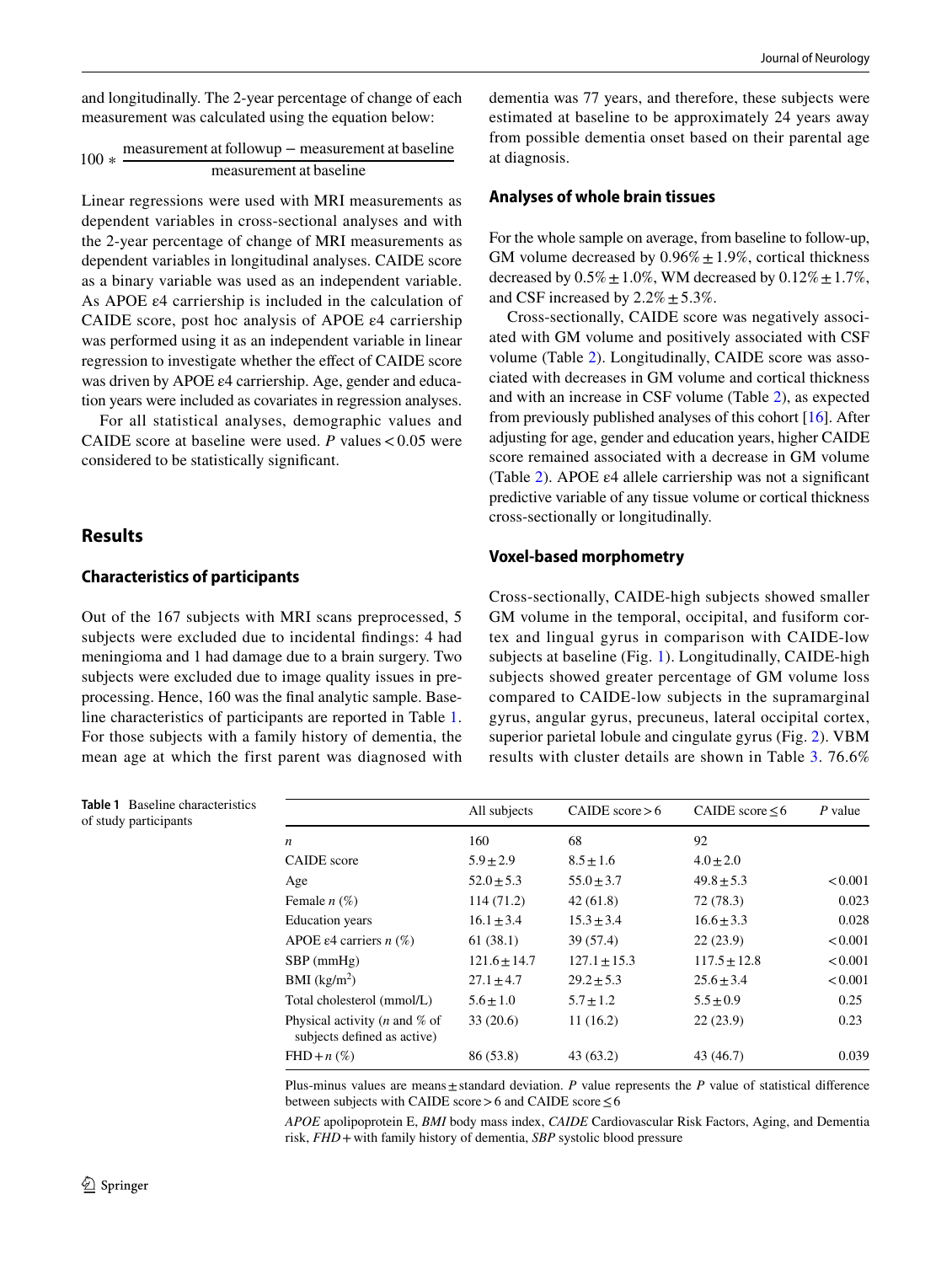and longitudinally. The 2-year percentage of change of each measurement was calculated using the equation below:

$$100 * \frac{\text{measurement at followup} - \text{measurement at baseline}}{\text{measurement at baseline}}$$

Linear regressions were used with MRI measurements as dependent variables in cross-sectional analyses and with the 2-year percentage of change of MRI measurements as dependent variables in longitudinal analyses. CAIDE score as a binary variable was used as an independent variable. As APOE ε4 carriership is included in the calculation of CAIDE score, post hoc analysis of APOE ε4 carriership was performed using it as an independent variable in linear regression to investigate whether the effect of CAIDE score was driven by APOE ε4 carriership. Age, gender and education years were included as covariates in regression analyses.

For all statistical analyses, demographic values and CAIDE score at baseline were used. *P* values < 0.05 were considered to be statistically significant.

## Results

### Characteristics of participants

Out of the 167 subjects with MRI scans preprocessed, 5 subjects were excluded due to incidental findings: 4 had meningioma and 1 had damage due to a brain surgery. Two subjects were excluded due to image quality issues in preprocessing. Hence, 160 was the final analytic sample. Baseline characteristics of participants are reported in Table 1. For those subjects with a family history of dementia, the mean age at which the first parent was diagnosed with dementia was 77 years, and therefore, these subjects were estimated at baseline to be approximately 24 years away from possible dementia onset based on their parental age at diagnosis.

### Analyses of whole brain tissues

For the whole sample on average, from baseline to follow-up, GM volume decreased by 0.96% ± 1.9%, cortical thickness decreased by 0.5% ± 1.0%, WM decreased by 0.12% ± 1.7%, and CSF increased by 2.2% ± 5.3%.

Cross-sectionally, CAIDE score was negatively associated with GM volume and positively associated with CSF volume (Table 2). Longitudinally, CAIDE score was associated with decreases in GM volume and cortical thickness and with an increase in CSF volume (Table 2), as expected from previously published analyses of this cohort [16]. After adjusting for age, gender and education years, higher CAIDE score remained associated with a decrease in GM volume (Table 2). APOE ε4 allele carriership was not a significant predictive variable of any tissue volume or cortical thickness cross-sectionally or longitudinally.

### Voxel-based morphometry

Cross-sectionally, CAIDE-high subjects showed smaller GM volume in the temporal, occipital, and fusiform cortex and lingual gyrus in comparison with CAIDE-low subjects at baseline (Fig. 1). Longitudinally, CAIDE-high subjects showed greater percentage of GM volume loss compared to CAIDE-low subjects in the supramarginal gyrus, angular gyrus, precuneus, lateral occipital cortex, superior parietal lobule and cingulate gyrus (Fig. 2). VBM results with cluster details are shown in Table 3. 76.6%

**Table 1** Baseline characteristics of study participants

| | All subjects | CAIDE score > 6 | CAIDE score ≤ 6 | *P* value |
|---|---|---|---|---|
| *n* | 160 | 68 | 92 | |
| CAIDE score | 5.9 ± 2.9 | 8.5 ± 1.6 | 4.0 ± 2.0 | |
| Age | 52.0 ± 5.3 | 55.0 ± 3.7 | 49.8 ± 5.3 | < 0.001 |
| Female *n* (%) | 114 (71.2) | 42 (61.8) | 72 (78.3) | 0.023 |
| Education years | 16.1 ± 3.4 | 15.3 ± 3.4 | 16.6 ± 3.3 | 0.028 |
| APOE ε4 carriers *n* (%) | 61 (38.1) | 39 (57.4) | 22 (23.9) | < 0.001 |
| SBP (mmHg) | 121.6 ± 14.7 | 127.1 ± 15.3 | 117.5 ± 12.8 | < 0.001 |
| BMI (kg/m$^2$) | 27.1 ± 4.7 | 29.2 ± 5.3 | 25.6 ± 3.4 | < 0.001 |
| Total cholesterol (mmol/L) | 5.6 ± 1.0 | 5.7 ± 1.2 | 5.5 ± 0.9 | 0.25 |
| Physical activity (*n* and % of subjects defined as active) | 33 (20.6) | 11 (16.2) | 22 (23.9) | 0.23 |
| FHD + *n* (%) | 86 (53.8) | 43 (63.2) | 43 (46.7) | 0.039 |

Plus-minus values are means ± standard deviation. *P* value represents the *P* value of statistical difference between subjects with CAIDE score > 6 and CAIDE score ≤ 6

*APOE* apolipoprotein E, *BMI* body mass index, *CAIDE* Cardiovascular Risk Factors, Aging, and Dementia risk, *FHD+* with family history of dementia, *SBP* systolic blood pressure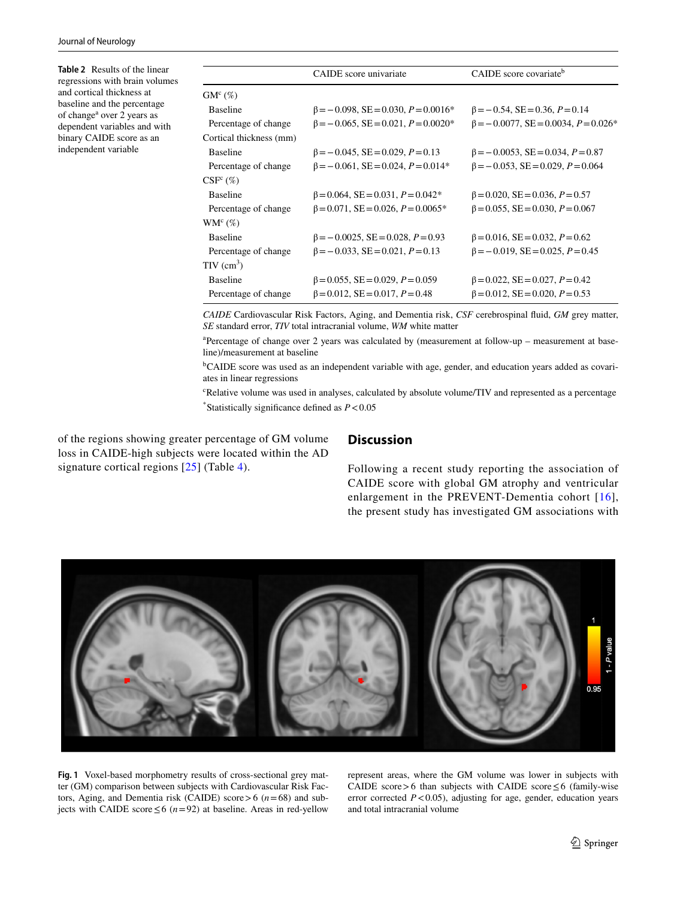**Table 2** Results of the linear regressions with brain volumes and cortical thickness at baseline and the percentage of change[a] over 2 years as dependent variables and with binary CAIDE score as an independent variable

| | CAIDE score univariate | CAIDE score covariate[b] |
|---|---|---|
| GM[c] (%) | | |
| Baseline | β = −0.098, SE = 0.030, $P$ = 0.0016* | β = −0.54, SE = 0.36, $P$ = 0.14 |
| Percentage of change | β = −0.065, SE = 0.021, $P$ = 0.0020* | β = −0.0077, SE = 0.0034, $P$ = 0.026* |
| Cortical thickness (mm) | | |
| Baseline | β = −0.045, SE = 0.029, $P$ = 0.13 | β = −0.0053, SE = 0.034, $P$ = 0.87 |
| Percentage of change | β = −0.061, SE = 0.024, $P$ = 0.014* | β = −0.053, SE = 0.029, $P$ = 0.064 |
| CSF[c] (%) | | |
| Baseline | β = 0.064, SE = 0.031, $P$ = 0.042* | β = 0.020, SE = 0.036, $P$ = 0.57 |
| Percentage of change | β = 0.071, SE = 0.026, $P$ = 0.0065* | β = 0.055, SE = 0.030, $P$ = 0.067 |
| WM[c] (%) | | |
| Baseline | β = −0.0025, SE = 0.028, $P$ = 0.93 | β = 0.016, SE = 0.032, $P$ = 0.62 |
| Percentage of change | β = −0.033, SE = 0.021, $P$ = 0.13 | β = −0.019, SE = 0.025, $P$ = 0.45 |
| TIV (cm$^3$) | | |
| Baseline | β = 0.055, SE = 0.029, $P$ = 0.059 | β = 0.022, SE = 0.027, $P$ = 0.42 |
| Percentage of change | β = 0.012, SE = 0.017, $P$ = 0.48 | β = 0.012, SE = 0.020, $P$ = 0.53 |

*CAIDE* Cardiovascular Risk Factors, Aging, and Dementia risk, *CSF* cerebrospinal fluid, *GM* grey matter, *SE* standard error, *TIV* total intracranial volume, *WM* white matter

[a]Percentage of change over 2 years was calculated by (measurement at follow-up – measurement at baseline)/measurement at baseline

[b]CAIDE score was used as an independent variable with age, gender, and education years added as covariates in linear regressions

[c]Relative volume was used in analyses, calculated by absolute volume/TIV and represented as a percentage

*Statistically significance defined as $P < 0.05$

of the regions showing greater percentage of GM volume loss in CAIDE-high subjects were located within the AD signature cortical regions [25] (Table 4).

## Discussion

Following a recent study reporting the association of CAIDE score with global GM atrophy and ventricular enlargement in the PREVENT-Dementia cohort [16], the present study has investigated GM associations with

**Fig. 1** Voxel-based morphometry results of cross-sectional grey matter (GM) comparison between subjects with Cardiovascular Risk Factors, Aging, and Dementia risk (CAIDE) score > 6 ($n$ = 68) and subjects with CAIDE score ≤ 6 ($n$ = 92) at baseline. Areas in red-yellow represent areas, where the GM volume was lower in subjects with CAIDE score > 6 than subjects with CAIDE score ≤ 6 (family-wise error corrected $P < 0.05$), adjusting for age, gender, education years and total intracranial volume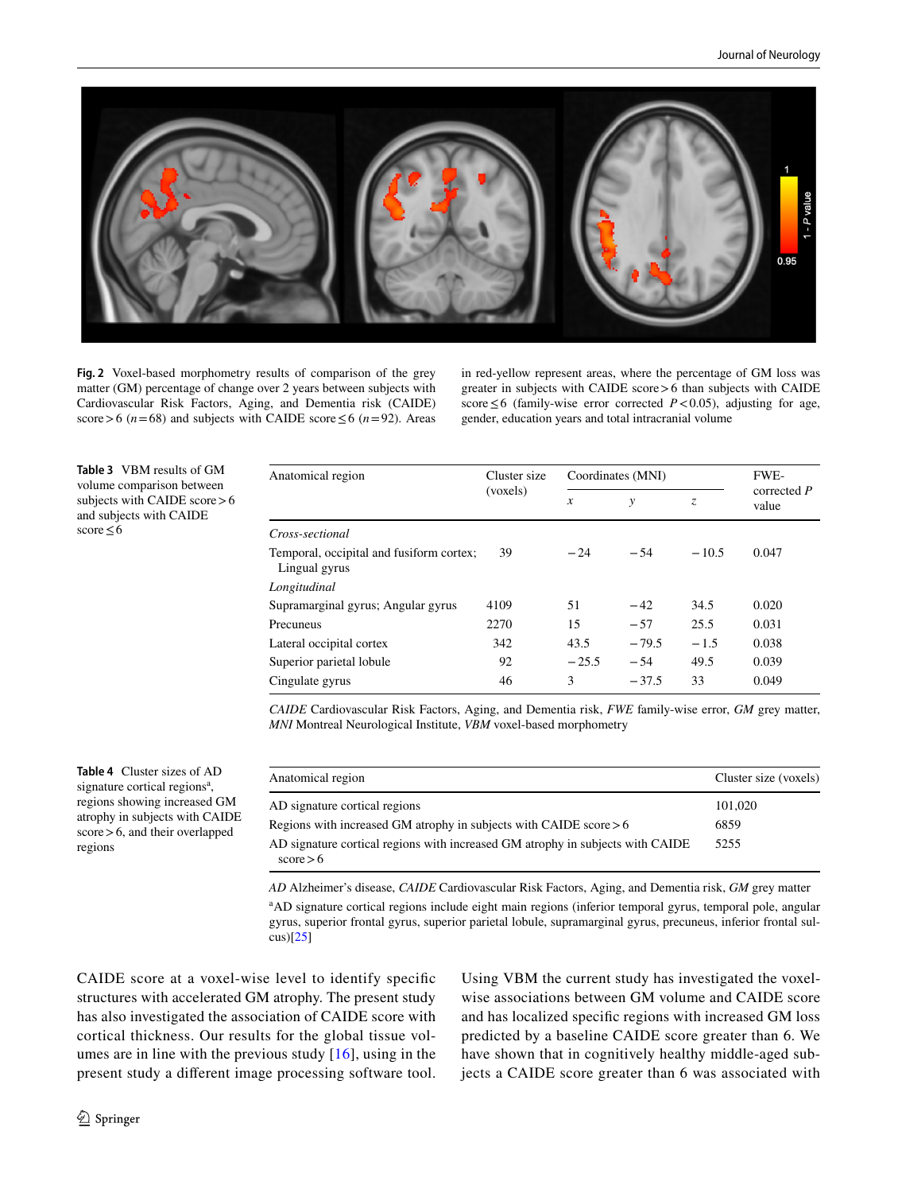**Fig. 2** Voxel-based morphometry results of comparison of the grey matter (GM) percentage of change over 2 years between subjects with Cardiovascular Risk Factors, Aging, and Dementia risk (CAIDE) score > 6 ($n = 68$) and subjects with CAIDE score ≤ 6 ($n = 92$). Areas in red-yellow represent areas, where the percentage of GM loss was greater in subjects with CAIDE score > 6 than subjects with CAIDE score ≤ 6 (family-wise error corrected $P < 0.05$), adjusting for age, gender, education years and total intracranial volume

**Table 3** VBM results of GM volume comparison between subjects with CAIDE score > 6 and subjects with CAIDE score ≤ 6

| Anatomical region | Cluster size (voxels) | Coordinates (MNI) | | | FWE-corrected *P* value |
|---|---|---|---|---|---|
| | | *x* | *y* | *z* | |
| *Cross-sectional* | | | | | |
| Temporal, occipital and fusiform cortex; Lingual gyrus | 39 | − 24 | − 54 | − 10.5 | 0.047 |
| *Longitudinal* | | | | | |
| Supramarginal gyrus; Angular gyrus | 4109 | 51 | − 42 | 34.5 | 0.020 |
| Precuneus | 2270 | 15 | − 57 | 25.5 | 0.031 |
| Lateral occipital cortex | 342 | 43.5 | − 79.5 | − 1.5 | 0.038 |
| Superior parietal lobule | 92 | − 25.5 | − 54 | 49.5 | 0.039 |
| Cingulate gyrus | 46 | 3 | − 37.5 | 33 | 0.049 |

*CAIDE* Cardiovascular Risk Factors, Aging, and Dementia risk, *FWE* family-wise error, *GM* grey matter, *MNI* Montreal Neurological Institute, *VBM* voxel-based morphometry

**Table 4** Cluster sizes of AD signature cortical regions[a], regions showing increased GM atrophy in subjects with CAIDE score > 6, and their overlapped regions

| Anatomical region | Cluster size (voxels) |
|---|---|
| AD signature cortical regions | 101,020 |
| Regions with increased GM atrophy in subjects with CAIDE score > 6 | 6859 |
| AD signature cortical regions with increased GM atrophy in subjects with CAIDE score > 6 | 5255 |

*AD* Alzheimer's disease, *CAIDE* Cardiovascular Risk Factors, Aging, and Dementia risk, *GM* grey matter

[a]AD signature cortical regions include eight main regions (inferior temporal gyrus, temporal pole, angular gyrus, superior frontal gyrus, superior parietal lobule, supramarginal gyrus, precuneus, inferior frontal sulcus)[25]

CAIDE score at a voxel-wise level to identify specific structures with accelerated GM atrophy. The present study has also investigated the association of CAIDE score with cortical thickness. Our results for the global tissue volumes are in line with the previous study [16], using in the present study a different image processing software tool.

Using VBM the current study has investigated the voxel-wise associations between GM volume and CAIDE score and has localized specific regions with increased GM loss predicted by a baseline CAIDE score greater than 6. We have shown that in cognitively healthy middle-aged subjects a CAIDE score greater than 6 was associated with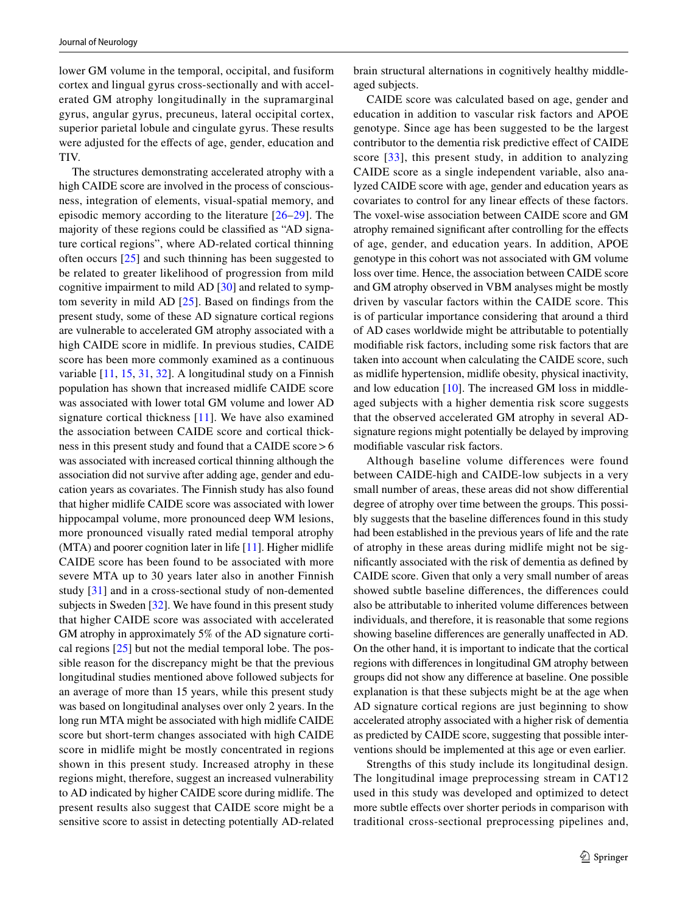lower GM volume in the temporal, occipital, and fusiform cortex and lingual gyrus cross-sectionally and with accelerated GM atrophy longitudinally in the supramarginal gyrus, angular gyrus, precuneus, lateral occipital cortex, superior parietal lobule and cingulate gyrus. These results were adjusted for the effects of age, gender, education and TIV.

The structures demonstrating accelerated atrophy with a high CAIDE score are involved in the process of consciousness, integration of elements, visual-spatial memory, and episodic memory according to the literature [26–29]. The majority of these regions could be classified as "AD signature cortical regions", where AD-related cortical thinning often occurs [25] and such thinning has been suggested to be related to greater likelihood of progression from mild cognitive impairment to mild AD [30] and related to symptom severity in mild AD [25]. Based on findings from the present study, some of these AD signature cortical regions are vulnerable to accelerated GM atrophy associated with a high CAIDE score in midlife. In previous studies, CAIDE score has been more commonly examined as a continuous variable [11, 15, 31, 32]. A longitudinal study on a Finnish population has shown that increased midlife CAIDE score was associated with lower total GM volume and lower AD signature cortical thickness [11]. We have also examined the association between CAIDE score and cortical thickness in this present study and found that a CAIDE score > 6 was associated with increased cortical thinning although the association did not survive after adding age, gender and education years as covariates. The Finnish study has also found that higher midlife CAIDE score was associated with lower hippocampal volume, more pronounced deep WM lesions, more pronounced visually rated medial temporal atrophy (MTA) and poorer cognition later in life [11]. Higher midlife CAIDE score has been found to be associated with more severe MTA up to 30 years later also in another Finnish study [31] and in a cross-sectional study of non-demented subjects in Sweden [32]. We have found in this present study that higher CAIDE score was associated with accelerated GM atrophy in approximately 5% of the AD signature cortical regions [25] but not the medial temporal lobe. The possible reason for the discrepancy might be that the previous longitudinal studies mentioned above followed subjects for an average of more than 15 years, while this present study was based on longitudinal analyses over only 2 years. In the long run MTA might be associated with high midlife CAIDE score but short-term changes associated with high CAIDE score in midlife might be mostly concentrated in regions shown in this present study. Increased atrophy in these regions might, therefore, suggest an increased vulnerability to AD indicated by higher CAIDE score during midlife. The present results also suggest that CAIDE score might be a sensitive score to assist in detecting potentially AD-related brain structural alternations in cognitively healthy middle-aged subjects.

CAIDE score was calculated based on age, gender and education in addition to vascular risk factors and APOE genotype. Since age has been suggested to be the largest contributor to the dementia risk predictive effect of CAIDE score [33], this present study, in addition to analyzing CAIDE score as a single independent variable, also analyzed CAIDE score with age, gender and education years as covariates to control for any linear effects of these factors. The voxel-wise association between CAIDE score and GM atrophy remained significant after controlling for the effects of age, gender, and education years. In addition, APOE genotype in this cohort was not associated with GM volume loss over time. Hence, the association between CAIDE score and GM atrophy observed in VBM analyses might be mostly driven by vascular factors within the CAIDE score. This is of particular importance considering that around a third of AD cases worldwide might be attributable to potentially modifiable risk factors, including some risk factors that are taken into account when calculating the CAIDE score, such as midlife hypertension, midlife obesity, physical inactivity, and low education [10]. The increased GM loss in middle-aged subjects with a higher dementia risk score suggests that the observed accelerated GM atrophy in several AD-signature regions might potentially be delayed by improving modifiable vascular risk factors.

Although baseline volume differences were found between CAIDE-high and CAIDE-low subjects in a very small number of areas, these areas did not show differential degree of atrophy over time between the groups. This possibly suggests that the baseline differences found in this study had been established in the previous years of life and the rate of atrophy in these areas during midlife might not be significantly associated with the risk of dementia as defined by CAIDE score. Given that only a very small number of areas showed subtle baseline differences, the differences could also be attributable to inherited volume differences between individuals, and therefore, it is reasonable that some regions showing baseline differences are generally unaffected in AD. On the other hand, it is important to indicate that the cortical regions with differences in longitudinal GM atrophy between groups did not show any difference at baseline. One possible explanation is that these subjects might be at the age when AD signature cortical regions are just beginning to show accelerated atrophy associated with a higher risk of dementia as predicted by CAIDE score, suggesting that possible interventions should be implemented at this age or even earlier.

Strengths of this study include its longitudinal design. The longitudinal image preprocessing stream in CAT12 used in this study was developed and optimized to detect more subtle effects over shorter periods in comparison with traditional cross-sectional preprocessing pipelines and,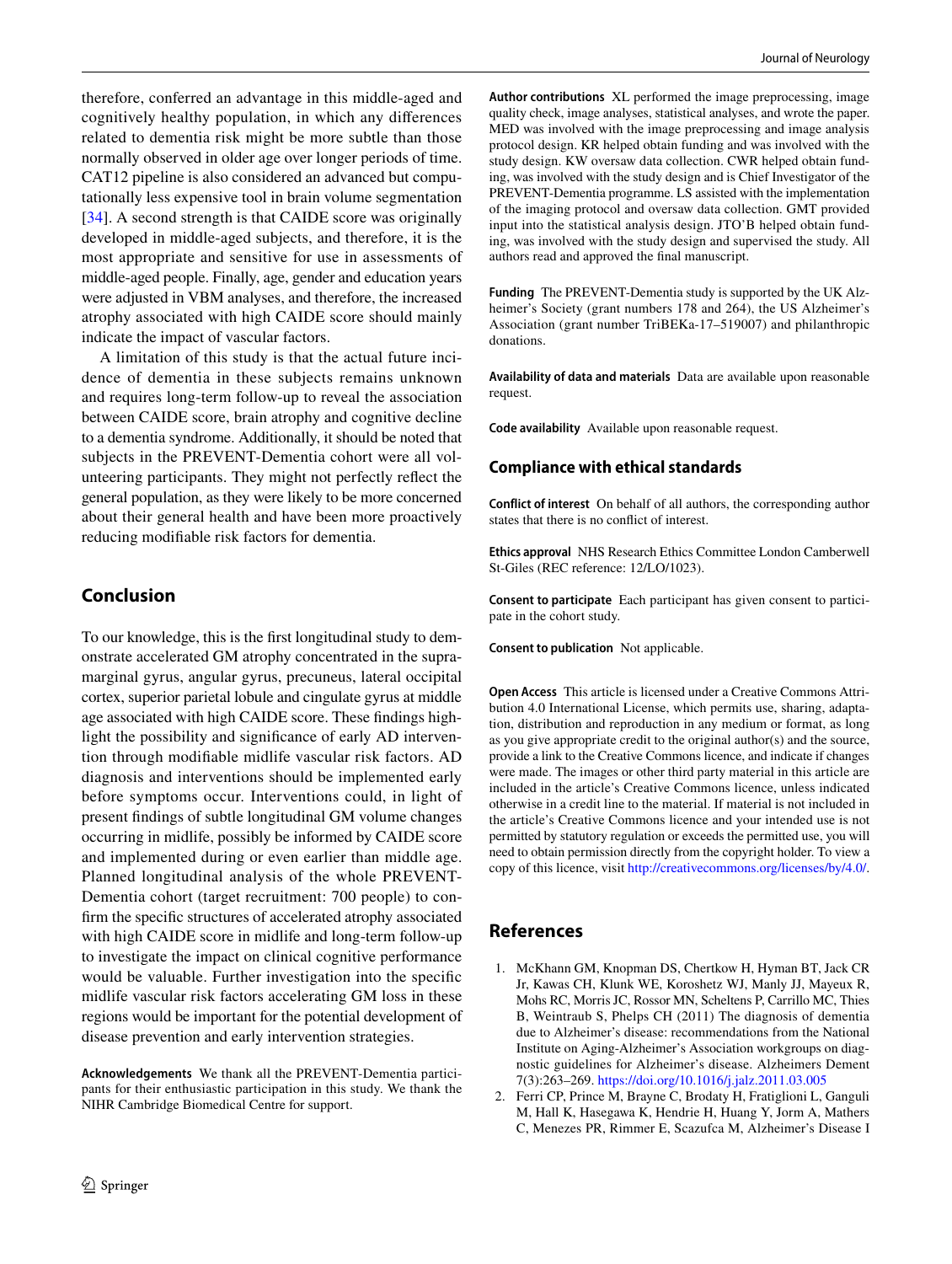therefore, conferred an advantage in this middle-aged and cognitively healthy population, in which any differences related to dementia risk might be more subtle than those normally observed in older age over longer periods of time. CAT12 pipeline is also considered an advanced but computationally less expensive tool in brain volume segmentation [34]. A second strength is that CAIDE score was originally developed in middle-aged subjects, and therefore, it is the most appropriate and sensitive for use in assessments of middle-aged people. Finally, age, gender and education years were adjusted in VBM analyses, and therefore, the increased atrophy associated with high CAIDE score should mainly indicate the impact of vascular factors.

A limitation of this study is that the actual future incidence of dementia in these subjects remains unknown and requires long-term follow-up to reveal the association between CAIDE score, brain atrophy and cognitive decline to a dementia syndrome. Additionally, it should be noted that subjects in the PREVENT-Dementia cohort were all volunteering participants. They might not perfectly reflect the general population, as they were likely to be more concerned about their general health and have been more proactively reducing modifiable risk factors for dementia.

## Conclusion

To our knowledge, this is the first longitudinal study to demonstrate accelerated GM atrophy concentrated in the supramarginal gyrus, angular gyrus, precuneus, lateral occipital cortex, superior parietal lobule and cingulate gyrus at middle age associated with high CAIDE score. These findings highlight the possibility and significance of early AD intervention through modifiable midlife vascular risk factors. AD diagnosis and interventions should be implemented early before symptoms occur. Interventions could, in light of present findings of subtle longitudinal GM volume changes occurring in midlife, possibly be informed by CAIDE score and implemented during or even earlier than middle age. Planned longitudinal analysis of the whole PREVENT-Dementia cohort (target recruitment: 700 people) to confirm the specific structures of accelerated atrophy associated with high CAIDE score in midlife and long-term follow-up to investigate the impact on clinical cognitive performance would be valuable. Further investigation into the specific midlife vascular risk factors accelerating GM loss in these regions would be important for the potential development of disease prevention and early intervention strategies.

**Acknowledgements** We thank all the PREVENT-Dementia participants for their enthusiastic participation in this study. We thank the NIHR Cambridge Biomedical Centre for support.

**Author contributions** XL performed the image preprocessing, image quality check, image analyses, statistical analyses, and wrote the paper. MED was involved with the image preprocessing and image analysis protocol design. KR helped obtain funding and was involved with the study design. KW oversaw data collection. CWR helped obtain funding, was involved with the study design and is Chief Investigator of the PREVENT-Dementia programme. LS assisted with the implementation of the imaging protocol and oversaw data collection. GMT provided input into the statistical analysis design. JTO'B helped obtain funding, was involved with the study design and supervised the study. All authors read and approved the final manuscript.

**Funding** The PREVENT-Dementia study is supported by the UK Alzheimer's Society (grant numbers 178 and 264), the US Alzheimer's Association (grant number TriBEKa-17–519007) and philanthropic donations.

**Availability of data and materials** Data are available upon reasonable request.

**Code availability** Available upon reasonable request.

### Compliance with ethical standards

**Conflict of interest** On behalf of all authors, the corresponding author states that there is no conflict of interest.

**Ethics approval** NHS Research Ethics Committee London Camberwell St-Giles (REC reference: 12/LO/1023).

**Consent to participate** Each participant has given consent to participate in the cohort study.

**Consent to publication** Not applicable.

**Open Access** This article is licensed under a Creative Commons Attribution 4.0 International License, which permits use, sharing, adaptation, distribution and reproduction in any medium or format, as long as you give appropriate credit to the original author(s) and the source, provide a link to the Creative Commons licence, and indicate if changes were made. The images or other third party material in this article are included in the article's Creative Commons licence, unless indicated otherwise in a credit line to the material. If material is not included in the article's Creative Commons licence and your intended use is not permitted by statutory regulation or exceeds the permitted use, you will need to obtain permission directly from the copyright holder. To view a copy of this licence, visit http://creativecommons.org/licenses/by/4.0/.

## References

1. McKhann GM, Knopman DS, Chertkow H, Hyman BT, Jack CR Jr, Kawas CH, Klunk WE, Koroshetz WJ, Manly JJ, Mayeux R, Mohs RC, Morris JC, Rossor MN, Scheltens P, Carrillo MC, Thies B, Weintraub S, Phelps CH (2011) The diagnosis of dementia due to Alzheimer's disease: recommendations from the National Institute on Aging-Alzheimer's Association workgroups on diagnostic guidelines for Alzheimer's disease. Alzheimers Dement 7(3):263–269. https://doi.org/10.1016/j.jalz.2011.03.005
2. Ferri CP, Prince M, Brayne C, Brodaty H, Fratiglioni L, Ganguli M, Hall K, Hasegawa K, Hendrie H, Huang Y, Jorm A, Mathers C, Menezes PR, Rimmer E, Scazufca M, Alzheimer's Disease I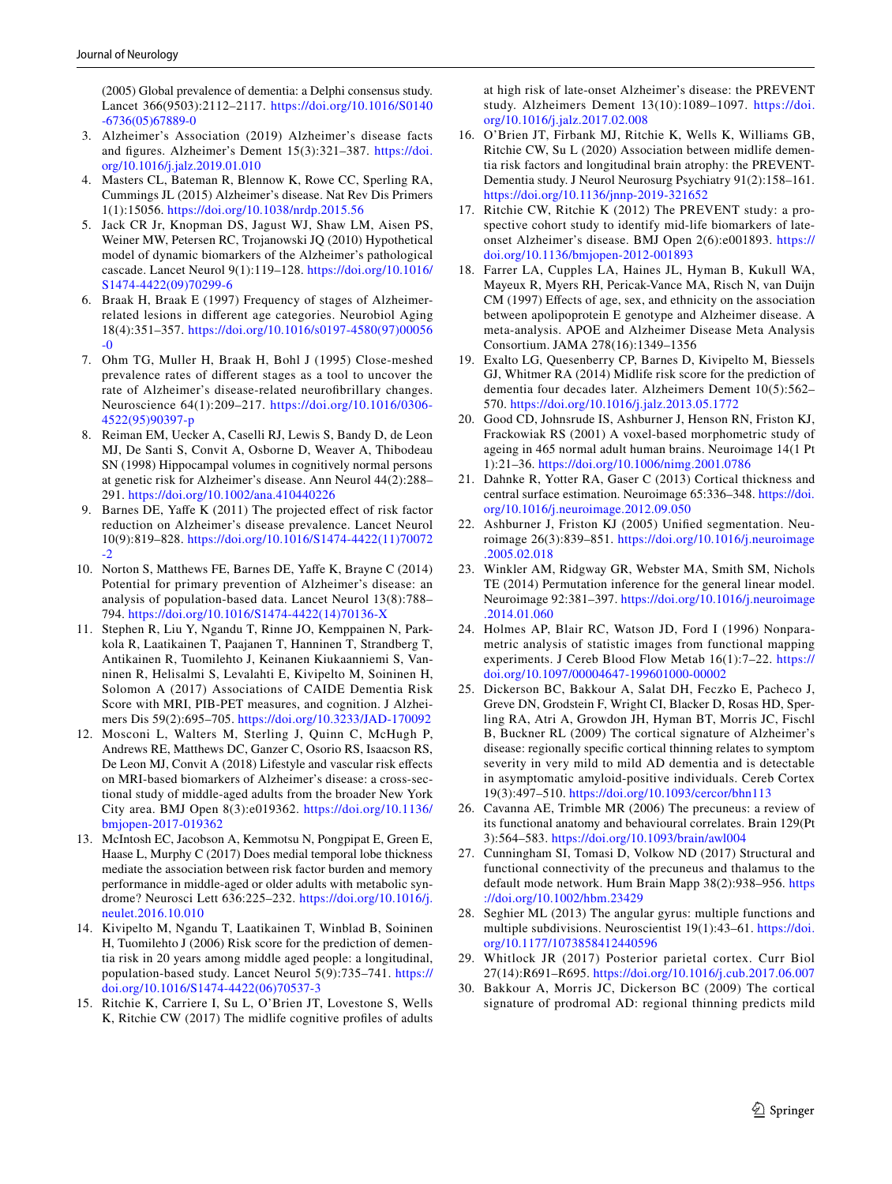(2005) Global prevalence of dementia: a Delphi consensus study. Lancet 366(9503):2112–2117. https://doi.org/10.1016/S0140-6736(05)67889-0

3. Alzheimer's Association (2019) Alzheimer's disease facts and figures. Alzheimer's Dement 15(3):321–387. https://doi.org/10.1016/j.jalz.2019.01.010
4. Masters CL, Bateman R, Blennow K, Rowe CC, Sperling RA, Cummings JL (2015) Alzheimer's disease. Nat Rev Dis Primers 1(1):15056. https://doi.org/10.1038/nrdp.2015.56
5. Jack CR Jr, Knopman DS, Jagust WJ, Shaw LM, Aisen PS, Weiner MW, Petersen RC, Trojanowski JQ (2010) Hypothetical model of dynamic biomarkers of the Alzheimer's pathological cascade. Lancet Neurol 9(1):119–128. https://doi.org/10.1016/S1474-4422(09)70299-6
6. Braak H, Braak E (1997) Frequency of stages of Alzheimer-related lesions in different age categories. Neurobiol Aging 18(4):351–357. https://doi.org/10.1016/s0197-4580(97)00056-0
7. Ohm TG, Muller H, Braak H, Bohl J (1995) Close-meshed prevalence rates of different stages as a tool to uncover the rate of Alzheimer's disease-related neurofibrillary changes. Neuroscience 64(1):209–217. https://doi.org/10.1016/0306-4522(95)90397-p
8. Reiman EM, Uecker A, Caselli RJ, Lewis S, Bandy D, de Leon MJ, De Santi S, Convit A, Osborne D, Weaver A, Thibodeau SN (1998) Hippocampal volumes in cognitively normal persons at genetic risk for Alzheimer's disease. Ann Neurol 44(2):288–291. https://doi.org/10.1002/ana.410440226
9. Barnes DE, Yaffe K (2011) The projected effect of risk factor reduction on Alzheimer's disease prevalence. Lancet Neurol 10(9):819–828. https://doi.org/10.1016/S1474-4422(11)70072-2
10. Norton S, Matthews FE, Barnes DE, Yaffe K, Brayne C (2014) Potential for primary prevention of Alzheimer's disease: an analysis of population-based data. Lancet Neurol 13(8):788–794. https://doi.org/10.1016/S1474-4422(14)70136-X
11. Stephen R, Liu Y, Ngandu T, Rinne JO, Kemppainen N, Parkkola R, Laatikainen T, Paajanen T, Hanninen T, Strandberg T, Antikainen R, Tuomilehto J, Keinanen Kiukaanniemi S, Vanninen R, Helisalmi S, Levalahti E, Kivipelto M, Soininen H, Solomon A (2017) Associations of CAIDE Dementia Risk Score with MRI, PIB-PET measures, and cognition. J Alzheimers Dis 59(2):695–705. https://doi.org/10.3233/JAD-170092
12. Mosconi L, Walters M, Sterling J, Quinn C, McHugh P, Andrews RE, Matthews DC, Ganzer C, Osorio RS, Isaacson RS, De Leon MJ, Convit A (2018) Lifestyle and vascular risk effects on MRI-based biomarkers of Alzheimer's disease: a cross-sectional study of middle-aged adults from the broader New York City area. BMJ Open 8(3):e019362. https://doi.org/10.1136/bmjopen-2017-019362
13. McIntosh EC, Jacobson A, Kemmotsu N, Pongpipat E, Green E, Haase L, Murphy C (2017) Does medial temporal lobe thickness mediate the association between risk factor burden and memory performance in middle-aged or older adults with metabolic syndrome? Neurosci Lett 636:225–232. https://doi.org/10.1016/j.neulet.2016.10.010
14. Kivipelto M, Ngandu T, Laatikainen T, Winblad B, Soininen H, Tuomilehto J (2006) Risk score for the prediction of dementia risk in 20 years among middle aged people: a longitudinal, population-based study. Lancet Neurol 5(9):735–741. https://doi.org/10.1016/S1474-4422(06)70537-3
15. Ritchie K, Carriere I, Su L, O'Brien JT, Lovestone S, Wells K, Ritchie CW (2017) The midlife cognitive profiles of adults at high risk of late-onset Alzheimer's disease: the PREVENT study. Alzheimers Dement 13(10):1089–1097. https://doi.org/10.1016/j.jalz.2017.02.008
16. O'Brien JT, Firbank MJ, Ritchie K, Wells K, Williams GB, Ritchie CW, Su L (2020) Association between midlife dementia risk factors and longitudinal brain atrophy: the PREVENT-Dementia study. J Neurol Neurosurg Psychiatry 91(2):158–161. https://doi.org/10.1136/jnnp-2019-321652
17. Ritchie CW, Ritchie K (2012) The PREVENT study: a prospective cohort study to identify mid-life biomarkers of late-onset Alzheimer's disease. BMJ Open 2(6):e001893. https://doi.org/10.1136/bmjopen-2012-001893
18. Farrer LA, Cupples LA, Haines JL, Hyman B, Kukull WA, Mayeux R, Myers RH, Pericak-Vance MA, Risch N, van Duijn CM (1997) Effects of age, sex, and ethnicity on the association between apolipoprotein E genotype and Alzheimer disease. A meta-analysis. APOE and Alzheimer Disease Meta Analysis Consortium. JAMA 278(16):1349–1356
19. Exalto LG, Quesenberry CP, Barnes D, Kivipelto M, Biessels GJ, Whitmer RA (2014) Midlife risk score for the prediction of dementia four decades later. Alzheimers Dement 10(5):562–570. https://doi.org/10.1016/j.jalz.2013.05.1772
20. Good CD, Johnsrude IS, Ashburner J, Henson RN, Friston KJ, Frackowiak RS (2001) A voxel-based morphometric study of ageing in 465 normal adult human brains. Neuroimage 14(1 Pt 1):21–36. https://doi.org/10.1006/nimg.2001.0786
21. Dahnke R, Yotter RA, Gaser C (2013) Cortical thickness and central surface estimation. Neuroimage 65:336–348. https://doi.org/10.1016/j.neuroimage.2012.09.050
22. Ashburner J, Friston KJ (2005) Unified segmentation. Neuroimage 26(3):839–851. https://doi.org/10.1016/j.neuroimage.2005.02.018
23. Winkler AM, Ridgway GR, Webster MA, Smith SM, Nichols TE (2014) Permutation inference for the general linear model. Neuroimage 92:381–397. https://doi.org/10.1016/j.neuroimage.2014.01.060
24. Holmes AP, Blair RC, Watson JD, Ford I (1996) Nonparametric analysis of statistic images from functional mapping experiments. J Cereb Blood Flow Metab 16(1):7–22. https://doi.org/10.1097/00004647-199601000-00002
25. Dickerson BC, Bakkour A, Salat DH, Feczko E, Pacheco J, Greve DN, Grodstein F, Wright CI, Blacker D, Rosas HD, Sperling RA, Atri A, Growdon JH, Hyman BT, Morris JC, Fischl B, Buckner RL (2009) The cortical signature of Alzheimer's disease: regionally specific cortical thinning relates to symptom severity in very mild to mild AD dementia and is detectable in asymptomatic amyloid-positive individuals. Cereb Cortex 19(3):497–510. https://doi.org/10.1093/cercor/bhn113
26. Cavanna AE, Trimble MR (2006) The precuneus: a review of its functional anatomy and behavioural correlates. Brain 129(Pt 3):564–583. https://doi.org/10.1093/brain/awl004
27. Cunningham SI, Tomasi D, Volkow ND (2017) Structural and functional connectivity of the precuneus and thalamus to the default mode network. Hum Brain Mapp 38(2):938–956. https://doi.org/10.1002/hbm.23429
28. Seghier ML (2013) The angular gyrus: multiple functions and multiple subdivisions. Neuroscientist 19(1):43–61. https://doi.org/10.1177/1073858412440596
29. Whitlock JR (2017) Posterior parietal cortex. Curr Biol 27(14):R691–R695. https://doi.org/10.1016/j.cub.2017.06.007
30. Bakkour A, Morris JC, Dickerson BC (2009) The cortical signature of prodromal AD: regional thinning predicts mild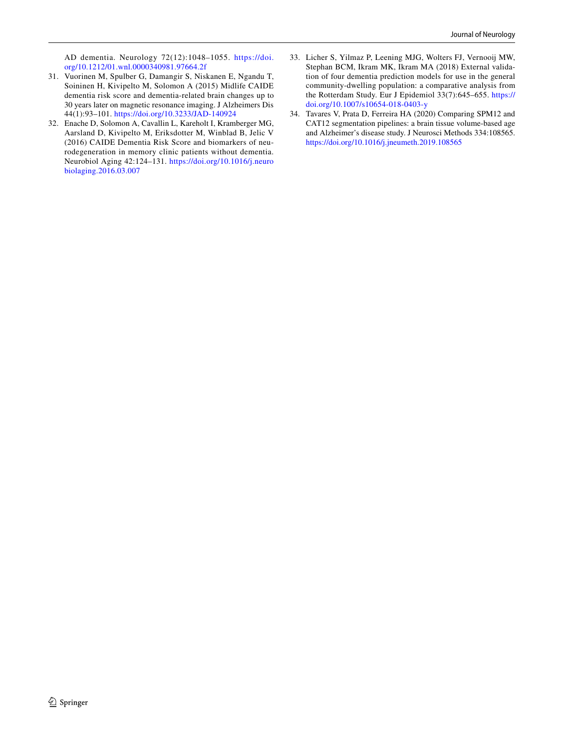AD dementia. Neurology 72(12):1048–1055. https://doi.org/10.1212/01.wnl.0000340981.97664.2f

31. Vuorinen M, Spulber G, Damangir S, Niskanen E, Ngandu T, Soininen H, Kivipelto M, Solomon A (2015) Midlife CAIDE dementia risk score and dementia-related brain changes up to 30 years later on magnetic resonance imaging. J Alzheimers Dis 44(1):93–101. https://doi.org/10.3233/JAD-140924
32. Enache D, Solomon A, Cavallin L, Kareholt I, Kramberger MG, Aarsland D, Kivipelto M, Eriksdotter M, Winblad B, Jelic V (2016) CAIDE Dementia Risk Score and biomarkers of neurodegeneration in memory clinic patients without dementia. Neurobiol Aging 42:124–131. https://doi.org/10.1016/j.neurobiolaging.2016.03.007
33. Licher S, Yilmaz P, Leening MJG, Wolters FJ, Vernooij MW, Stephan BCM, Ikram MK, Ikram MA (2018) External validation of four dementia prediction models for use in the general community-dwelling population: a comparative analysis from the Rotterdam Study. Eur J Epidemiol 33(7):645–655. https://doi.org/10.1007/s10654-018-0403-y
34. Tavares V, Prata D, Ferreira HA (2020) Comparing SPM12 and CAT12 segmentation pipelines: a brain tissue volume-based age and Alzheimer's disease study. J Neurosci Methods 334:108565. https://doi.org/10.1016/j.jneumeth.2019.108565